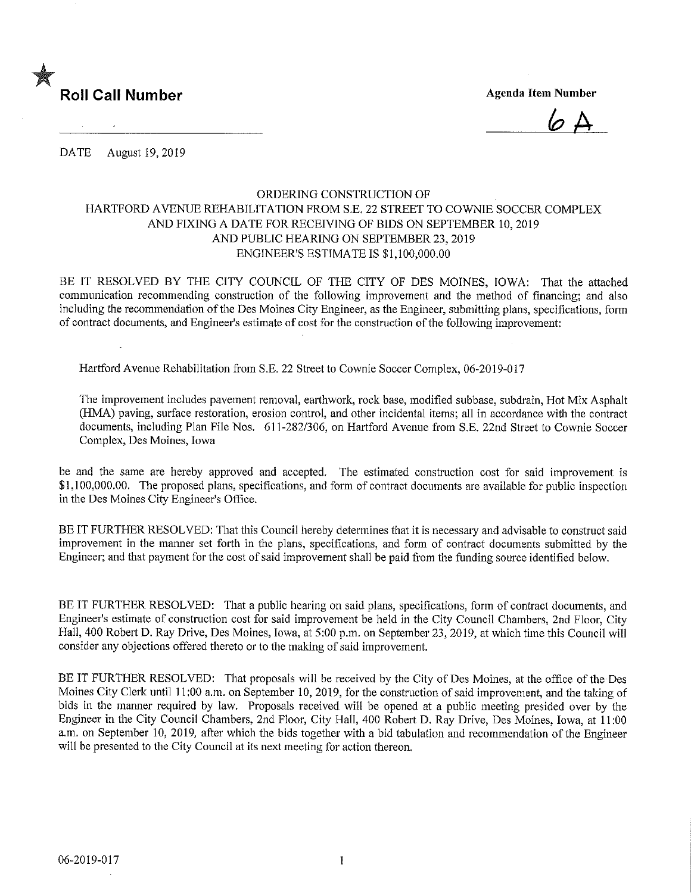★ **Roll Call Number**

**Agenda Item Number**

6A

DATE August 19, 2019

ORDERING CONSTRUCTION OF
HARTFORD AVENUE REHABILITATION FROM S.E. 22 STREET TO COWNIE SOCCER COMPLEX
AND FIXING A DATE FOR RECEIVING OF BIDS ON SEPTEMBER 10, 2019
AND PUBLIC HEARING ON SEPTEMBER 23, 2019
ENGINEER'S ESTIMATE IS $1,100,000.00

BE IT RESOLVED BY THE CITY COUNCIL OF THE CITY OF DES MOINES, IOWA: That the attached communication recommending construction of the following improvement and the method of financing; and also including the recommendation of the Des Moines City Engineer, as the Engineer, submitting plans, specifications, form of contract documents, and Engineer's estimate of cost for the construction of the following improvement:

Hartford Avenue Rehabilitation from S.E. 22 Street to Cownie Soccer Complex, 06-2019-017

The improvement includes pavement removal, earthwork, rock base, modified subbase, subdrain, Hot Mix Asphalt (HMA) paving, surface restoration, erosion control, and other incidental items; all in accordance with the contract documents, including Plan File Nos. 611-282/306, on Hartford Avenue from S.E. 22nd Street to Cownie Soccer Complex, Des Moines, Iowa

be and the same are hereby approved and accepted. The estimated construction cost for said improvement is $1,100,000.00. The proposed plans, specifications, and form of contract documents are available for public inspection in the Des Moines City Engineer's Office.

BE IT FURTHER RESOLVED: That this Council hereby determines that it is necessary and advisable to construct said improvement in the manner set forth in the plans, specifications, and form of contract documents submitted by the Engineer; and that payment for the cost of said improvement shall be paid from the funding source identified below.

BE IT FURTHER RESOLVED: That a public hearing on said plans, specifications, form of contract documents, and Engineer's estimate of construction cost for said improvement be held in the City Council Chambers, 2nd Floor, City Hall, 400 Robert D. Ray Drive, Des Moines, Iowa, at 5:00 p.m. on September 23, 2019, at which time this Council will consider any objections offered thereto or to the making of said improvement.

BE IT FURTHER RESOLVED: That proposals will be received by the City of Des Moines, at the office of the Des Moines City Clerk until 11:00 a.m. on September 10, 2019, for the construction of said improvement, and the taking of bids in the manner required by law. Proposals received will be opened at a public meeting presided over by the Engineer in the City Council Chambers, 2nd Floor, City Hall, 400 Robert D. Ray Drive, Des Moines, Iowa, at 11:00 a.m. on September 10, 2019, after which the bids together with a bid tabulation and recommendation of the Engineer will be presented to the City Council at its next meeting for action thereon.

06-2019-017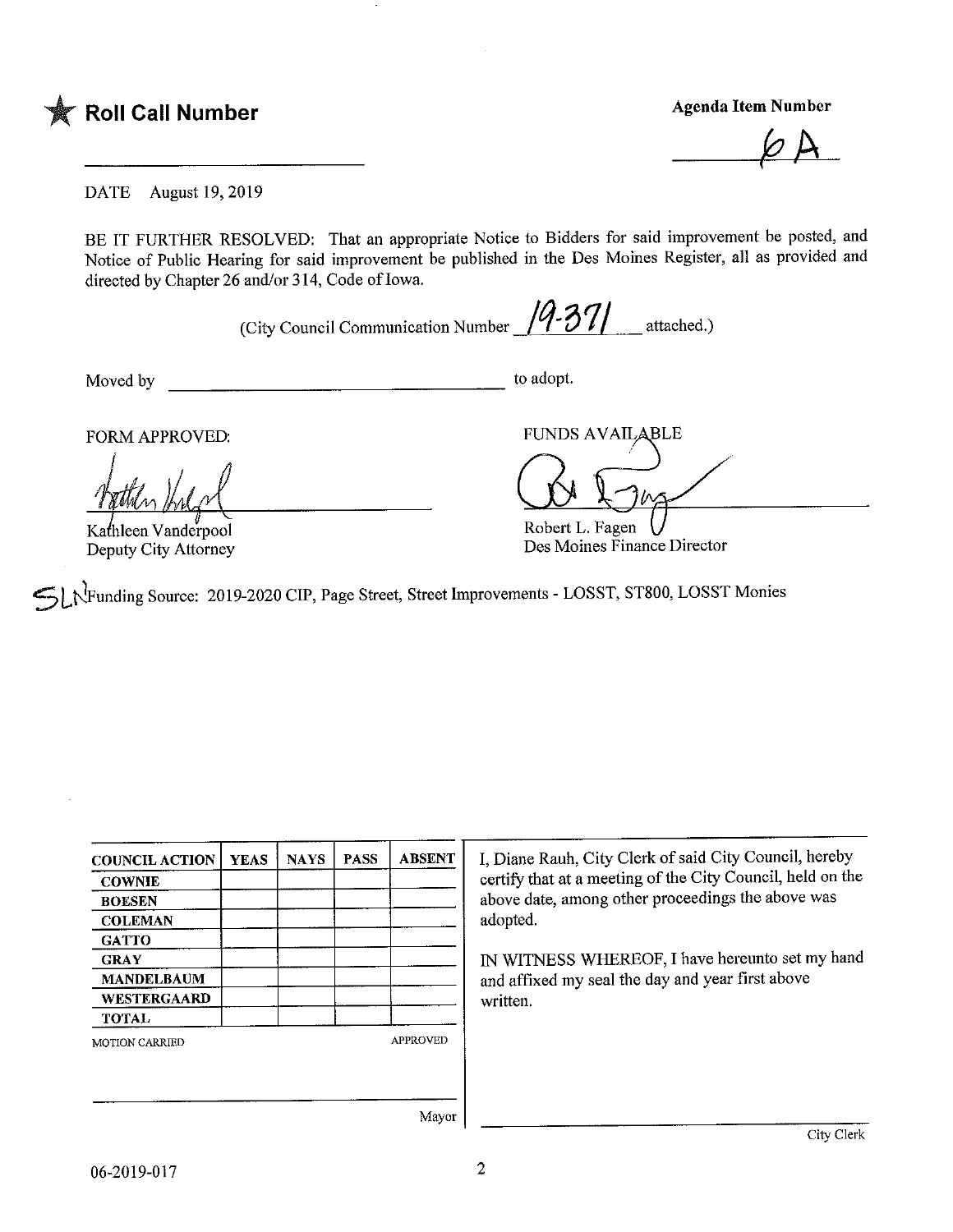★ **Roll Call Number**

**Agenda Item Number**

6A

DATE August 19, 2019

BE IT FURTHER RESOLVED: That an appropriate Notice to Bidders for said improvement be posted, and Notice of Public Hearing for said improvement be published in the Des Moines Register, all as provided and directed by Chapter 26 and/or 314, Code of Iowa.

(City Council Communication Number 19-371 attached.)

Moved by ________________________ to adopt.

FORM APPROVED:

Kathleen Vanderpool
Deputy City Attorney

FUNDS AVAILABLE

Robert L. Fagen
Des Moines Finance Director

SLN Funding Source: 2019-2020 CIP, Page Street, Street Improvements - LOSST, ST800, LOSST Monies

| COUNCIL ACTION | YEAS | NAYS | PASS | ABSENT |
|---|---|---|---|---|
| COWNIE | | | | |
| BOESEN | | | | |
| COLEMAN | | | | |
| GATTO | | | | |
| GRAY | | | | |
| MANDELBAUM | | | | |
| WESTERGAARD | | | | |
| TOTAL | | | | |

MOTION CARRIED APPROVED

________________________ Mayor

I, Diane Rauh, City Clerk of said City Council, hereby certify that at a meeting of the City Council, held on the above date, among other proceedings the above was adopted.

IN WITNESS WHEREOF, I have hereunto set my hand and affixed my seal the day and year first above written.

________________________ City Clerk

06-2019-017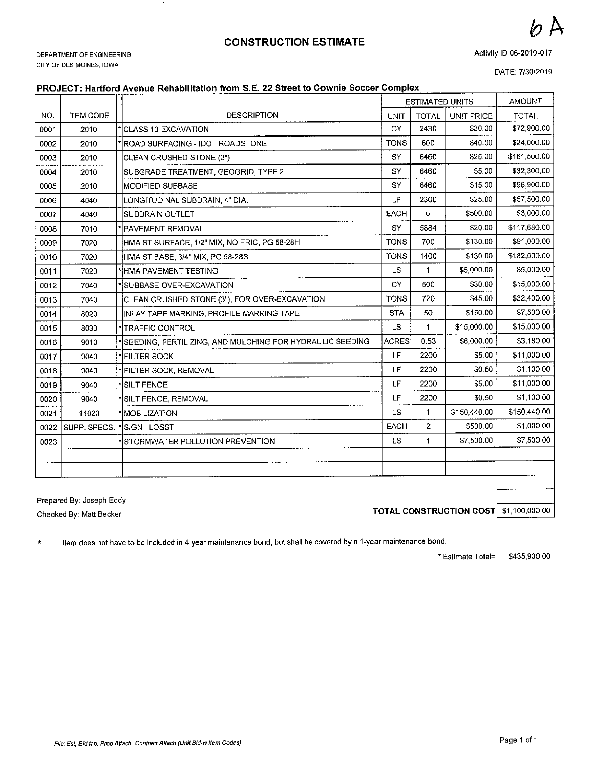6 A

# CONSTRUCTION ESTIMATE

DEPARTMENT OF ENGINEERING
CITY OF DES MOINES, IOWA

Activity ID 06-2019-017

DATE: 7/30/2019

**PROJECT: Hartford Avenue Rehabilitation from S.E. 22 Street to Cownie Soccer Complex**

| | | | | ESTIMATED UNITS | | | AMOUNT |
|---|---|---|---|---|---|---|---|
| NO. | ITEM CODE | | DESCRIPTION | UNIT | TOTAL | UNIT PRICE | TOTAL |
| 0001 | 2010 | * | CLASS 10 EXCAVATION | CY | 2430 | $30.00 | $72,900.00 |
| 0002 | 2010 | * | ROAD SURFACING - IDOT ROADSTONE | TONS | 600 | $40.00 | $24,000.00 |
| 0003 | 2010 | | CLEAN CRUSHED STONE (3") | SY | 6460 | $25.00 | $161,500.00 |
| 0004 | 2010 | | SUBGRADE TREATMENT, GEOGRID, TYPE 2 | SY | 6460 | $5.00 | $32,300.00 |
| 0005 | 2010 | | MODIFIED SUBBASE | SY | 6460 | $15.00 | $96,900.00 |
| 0006 | 4040 | | LONGITUDINAL SUBDRAIN, 4" DIA. | LF | 2300 | $25.00 | $57,500.00 |
| 0007 | 4040 | | SUBDRAIN OUTLET | EACH | 6 | $500.00 | $3,000.00 |
| 0008 | 7010 | * | PAVEMENT REMOVAL | SY | 5884 | $20.00 | $117,680.00 |
| 0009 | 7020 | | HMA ST SURFACE, 1/2" MIX, NO FRIC, PG 58-28H | TONS | 700 | $130.00 | $91,000.00 |
| 0010 | 7020 | | HMA ST BASE, 3/4" MIX, PG 58-28S | TONS | 1400 | $130.00 | $182,000.00 |
| 0011 | 7020 | * | HMA PAVEMENT TESTING | LS | 1 | $5,000.00 | $5,000.00 |
| 0012 | 7040 | * | SUBBASE OVER-EXCAVATION | CY | 500 | $30.00 | $15,000.00 |
| 0013 | 7040 | | CLEAN CRUSHED STONE (3"), FOR OVER-EXCAVATION | TONS | 720 | $45.00 | $32,400.00 |
| 0014 | 8020 | | INLAY TAPE MARKING, PROFILE MARKING TAPE | STA | 50 | $150.00 | $7,500.00 |
| 0015 | 8030 | * | TRAFFIC CONTROL | LS | 1 | $15,000.00 | $15,000.00 |
| 0016 | 9010 | * | SEEDING, FERTILIZING, AND MULCHING FOR HYDRAULIC SEEDING | ACRES | 0.53 | $6,000.00 | $3,180.00 |
| 0017 | 9040 | * | FILTER SOCK | LF | 2200 | $5.00 | $11,000.00 |
| 0018 | 9040 | * | FILTER SOCK, REMOVAL | LF | 2200 | $0.50 | $1,100.00 |
| 0019 | 9040 | * | SILT FENCE | LF | 2200 | $5.00 | $11,000.00 |
| 0020 | 9040 | * | SILT FENCE, REMOVAL | LF | 2200 | $0.50 | $1,100.00 |
| 0021 | 11020 | * | MOBILIZATION | LS | 1 | $150,440.00 | $150,440.00 |
| 0022 | SUPP. SPECS. | * | SIGN - LOSST | EACH | 2 | $500.00 | $1,000.00 |
| 0023 | | * | STORMWATER POLLUTION PREVENTION | LS | 1 | $7,500.00 | $7,500.00 |
| | | | | | | | |
| | | | | | | | |
| | | | | | | **TOTAL CONSTRUCTION COST** | $1,100,000.00 |

Prepared By: Joseph Eddy

Checked By: Matt Becker

\* Item does not have to be included in 4-year maintenance bond, but shall be covered by a 1-year maintenance bond.

\* Estimate Total= $435,900.00

*File: Est, Bid tab, Prop Attach, Contract Attach (Unit Bid-w Item Codes)*